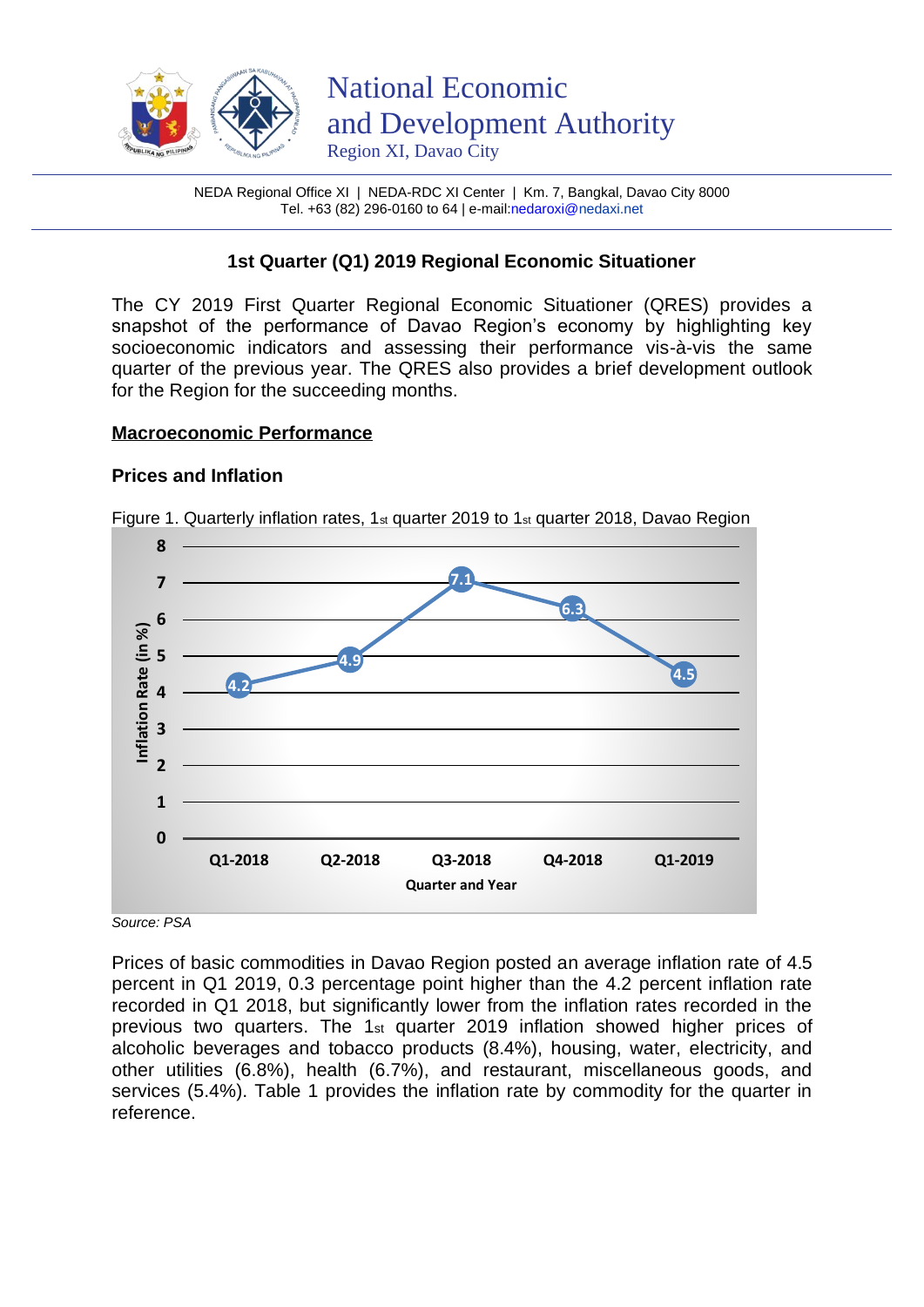# National Economic and Development Authority
Region XI, Davao City

NEDA Regional Office XI | NEDA-RDC XI Center | Km. 7, Bangkal, Davao City 8000
Tel. +63 (82) 296-0160 to 64 | e-mail:nedaroxi@nedaxi.net

## 1st Quarter (Q1) 2019 Regional Economic Situationer

The CY 2019 First Quarter Regional Economic Situationer (QRES) provides a snapshot of the performance of Davao Region's economy by highlighting key socioeconomic indicators and assessing their performance vis-à-vis the same quarter of the previous year. The QRES also provides a brief development outlook for the Region for the succeeding months.

### Macroeconomic Performance

#### Prices and Inflation

Figure 1. Quarterly inflation rates, 1st quarter 2019 to 1st quarter 2018, Davao Region

Inflation Rate (in %)
8
7
6
5
4
3
2
1
0
4.2
4.9
7.1
6.3
4.5
Q1-2018
Q2-2018
Q3-2018
Q4-2018
Q1-2019
Quarter and Year

*Source: PSA*

Prices of basic commodities in Davao Region posted an average inflation rate of 4.5 percent in Q1 2019, 0.3 percentage point higher than the 4.2 percent inflation rate recorded in Q1 2018, but significantly lower from the inflation rates recorded in the previous two quarters. The 1st quarter 2019 inflation showed higher prices of alcoholic beverages and tobacco products (8.4%), housing, water, electricity, and other utilities (6.8%), health (6.7%), and restaurant, miscellaneous goods, and services (5.4%). Table 1 provides the inflation rate by commodity for the quarter in reference.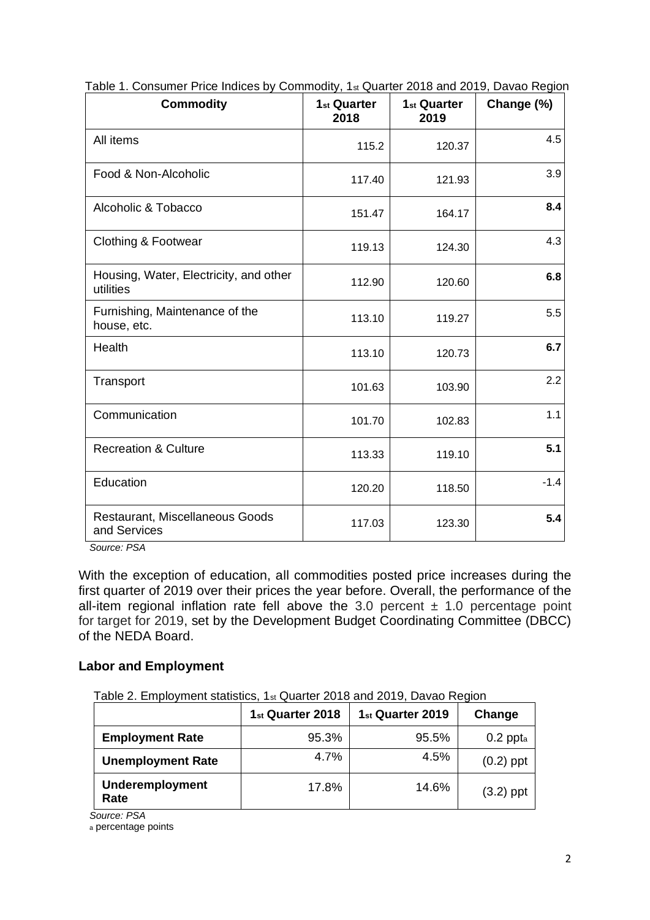Table 1. Consumer Price Indices by Commodity, 1st Quarter 2018 and 2019, Davao Region

| Commodity | 1st Quarter 2018 | 1st Quarter 2019 | Change (%) |
| --- | --- | --- | --- |
| All items | 115.2 | 120.37 | 4.5 |
| Food & Non-Alcoholic | 117.40 | 121.93 | 3.9 |
| Alcoholic & Tobacco | 151.47 | 164.17 | **8.4** |
| Clothing & Footwear | 119.13 | 124.30 | 4.3 |
| Housing, Water, Electricity, and other utilities | 112.90 | 120.60 | **6.8** |
| Furnishing, Maintenance of the house, etc. | 113.10 | 119.27 | 5.5 |
| Health | 113.10 | 120.73 | **6.7** |
| Transport | 101.63 | 103.90 | 2.2 |
| Communication | 101.70 | 102.83 | 1.1 |
| Recreation & Culture | 113.33 | 119.10 | **5.1** |
| Education | 120.20 | 118.50 | -1.4 |
| Restaurant, Miscellaneous Goods and Services | 117.03 | 123.30 | **5.4** |

*Source: PSA*

With the exception of education, all commodities posted price increases during the first quarter of 2019 over their prices the year before. Overall, the performance of the all-item regional inflation rate fell above the 3.0 percent ± 1.0 percentage point for target for 2019, set by the Development Budget Coordinating Committee (DBCC) of the NEDA Board.

## Labor and Employment

Table 2. Employment statistics, 1st Quarter 2018 and 2019, Davao Region

| | 1st Quarter 2018 | 1st Quarter 2019 | Change |
| --- | --- | --- | --- |
| **Employment Rate** | 95.3% | 95.5% | 0.2 ppt[a] |
| **Unemployment Rate** | 4.7% | 4.5% | (0.2) ppt |
| **Underemployment Rate** | 17.8% | 14.6% | (3.2) ppt |

*Source: PSA*

[a] percentage points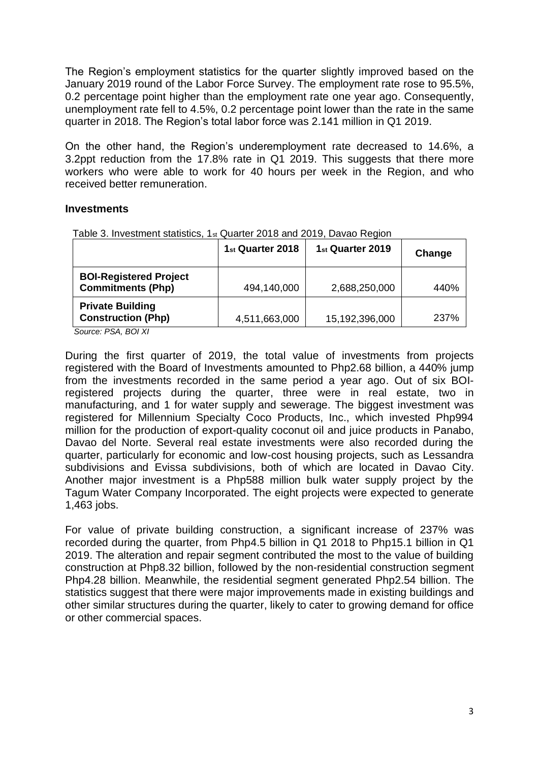The Region's employment statistics for the quarter slightly improved based on the January 2019 round of the Labor Force Survey. The employment rate rose to 95.5%, 0.2 percentage point higher than the employment rate one year ago. Consequently, unemployment rate fell to 4.5%, 0.2 percentage point lower than the rate in the same quarter in 2018. The Region's total labor force was 2.141 million in Q1 2019.

On the other hand, the Region's underemployment rate decreased to 14.6%, a 3.2ppt reduction from the 17.8% rate in Q1 2019. This suggests that there more workers who were able to work for 40 hours per week in the Region, and who received better remuneration.

## Investments

Table 3. Investment statistics, 1st Quarter 2018 and 2019, Davao Region

| | 1st Quarter 2018 | 1st Quarter 2019 | Change |
|---|---|---|---|
| **BOI-Registered Project Commitments (Php)** | 494,140,000 | 2,688,250,000 | 440% |
| **Private Building Construction (Php)** | 4,511,663,000 | 15,192,396,000 | 237% |

*Source: PSA, BOI XI*

During the first quarter of 2019, the total value of investments from projects registered with the Board of Investments amounted to Php2.68 billion, a 440% jump from the investments recorded in the same period a year ago. Out of six BOI-registered projects during the quarter, three were in real estate, two in manufacturing, and 1 for water supply and sewerage. The biggest investment was registered for Millennium Specialty Coco Products, Inc., which invested Php994 million for the production of export-quality coconut oil and juice products in Panabo, Davao del Norte. Several real estate investments were also recorded during the quarter, particularly for economic and low-cost housing projects, such as Lessandra subdivisions and Evissa subdivisions, both of which are located in Davao City. Another major investment is a Php588 million bulk water supply project by the Tagum Water Company Incorporated. The eight projects were expected to generate 1,463 jobs.

For value of private building construction, a significant increase of 237% was recorded during the quarter, from Php4.5 billion in Q1 2018 to Php15.1 billion in Q1 2019. The alteration and repair segment contributed the most to the value of building construction at Php8.32 billion, followed by the non-residential construction segment Php4.28 billion. Meanwhile, the residential segment generated Php2.54 billion. The statistics suggest that there were major improvements made in existing buildings and other similar structures during the quarter, likely to cater to growing demand for office or other commercial spaces.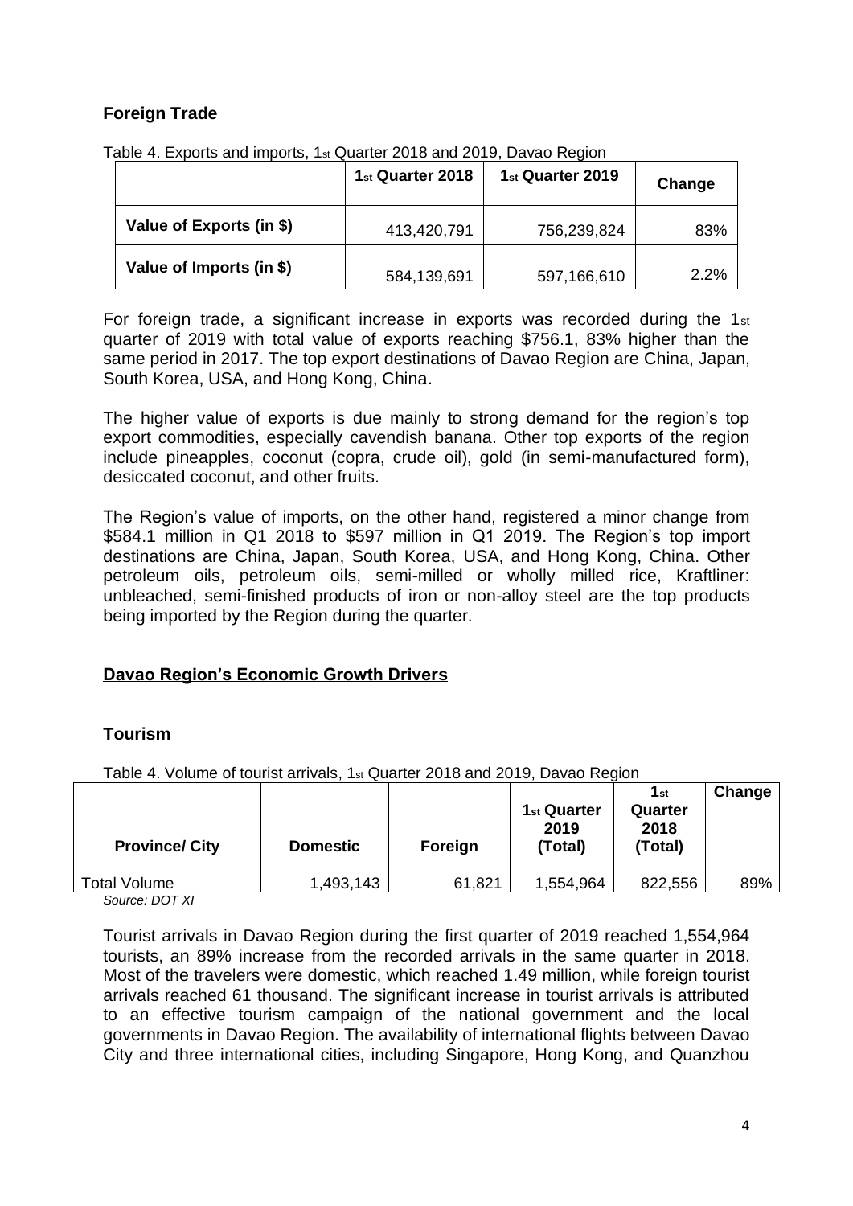## Foreign Trade

Table 4. Exports and imports, 1st Quarter 2018 and 2019, Davao Region

| | 1st Quarter 2018 | 1st Quarter 2019 | Change |
|---|---|---|---|
| **Value of Exports (in $)** | 413,420,791 | 756,239,824 | 83% |
| **Value of Imports (in $)** | 584,139,691 | 597,166,610 | 2.2% |

For foreign trade, a significant increase in exports was recorded during the 1st quarter of 2019 with total value of exports reaching $756.1, 83% higher than the same period in 2017. The top export destinations of Davao Region are China, Japan, South Korea, USA, and Hong Kong, China.

The higher value of exports is due mainly to strong demand for the region's top export commodities, especially cavendish banana. Other top exports of the region include pineapples, coconut (copra, crude oil), gold (in semi-manufactured form), desiccated coconut, and other fruits.

The Region's value of imports, on the other hand, registered a minor change from $584.1 million in Q1 2018 to $597 million in Q1 2019. The Region's top import destinations are China, Japan, South Korea, USA, and Hong Kong, China. Other petroleum oils, petroleum oils, semi-milled or wholly milled rice, Kraftliner: unbleached, semi-finished products of iron or non-alloy steel are the top products being imported by the Region during the quarter.

## Davao Region's Economic Growth Drivers

### Tourism

Table 4. Volume of tourist arrivals, 1st Quarter 2018 and 2019, Davao Region

| Province/ City | Domestic | Foreign | 1st Quarter 2019 (Total) | 1st Quarter 2018 (Total) | Change |
|---|---|---|---|---|---|
| Total Volume | 1,493,143 | 61,821 | 1,554,964 | 822,556 | 89% |

*Source: DOT XI*

Tourist arrivals in Davao Region during the first quarter of 2019 reached 1,554,964 tourists, an 89% increase from the recorded arrivals in the same quarter in 2018. Most of the travelers were domestic, which reached 1.49 million, while foreign tourist arrivals reached 61 thousand. The significant increase in tourist arrivals is attributed to an effective tourism campaign of the national government and the local governments in Davao Region. The availability of international flights between Davao City and three international cities, including Singapore, Hong Kong, and Quanzhou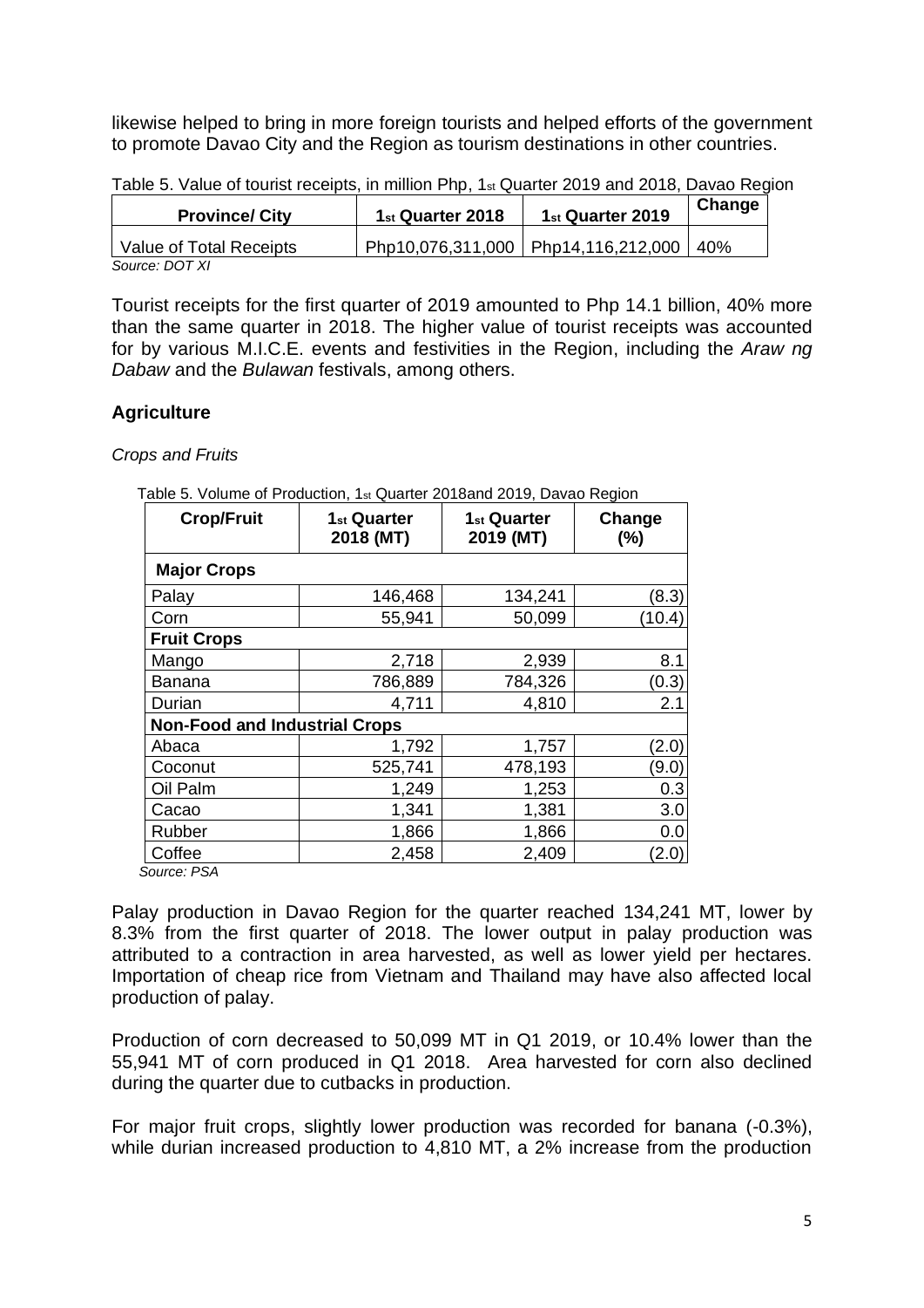likewise helped to bring in more foreign tourists and helped efforts of the government to promote Davao City and the Region as tourism destinations in other countries.

Table 5. Value of tourist receipts, in million Php, 1st Quarter 2019 and 2018, Davao Region

| Province/ City | 1st Quarter 2018 | 1st Quarter 2019 | Change |
|---|---|---|---|
| Value of Total Receipts | Php10,076,311,000 | Php14,116,212,000 | 40% |

*Source: DOT XI*

Tourist receipts for the first quarter of 2019 amounted to Php 14.1 billion, 40% more than the same quarter in 2018. The higher value of tourist receipts was accounted for by various M.I.C.E. events and festivities in the Region, including the *Araw ng Dabaw* and the *Bulawan* festivals, among others.

## Agriculture

*Crops and Fruits*

Table 5. Volume of Production, 1st Quarter 2018and 2019, Davao Region

| Crop/Fruit | 1st Quarter 2018 (MT) | 1st Quarter 2019 (MT) | Change (%) |
|---|---|---|---|
| **Major Crops** | | | |
| Palay | 146,468 | 134,241 | (8.3) |
| Corn | 55,941 | 50,099 | (10.4) |
| **Fruit Crops** | | | |
| Mango | 2,718 | 2,939 | 8.1 |
| Banana | 786,889 | 784,326 | (0.3) |
| Durian | 4,711 | 4,810 | 2.1 |
| **Non-Food and Industrial Crops** | | | |
| Abaca | 1,792 | 1,757 | (2.0) |
| Coconut | 525,741 | 478,193 | (9.0) |
| Oil Palm | 1,249 | 1,253 | 0.3 |
| Cacao | 1,341 | 1,381 | 3.0 |
| Rubber | 1,866 | 1,866 | 0.0 |
| Coffee | 2,458 | 2,409 | (2.0) |

*Source: PSA*

Palay production in Davao Region for the quarter reached 134,241 MT, lower by 8.3% from the first quarter of 2018. The lower output in palay production was attributed to a contraction in area harvested, as well as lower yield per hectares. Importation of cheap rice from Vietnam and Thailand may have also affected local production of palay.

Production of corn decreased to 50,099 MT in Q1 2019, or 10.4% lower than the 55,941 MT of corn produced in Q1 2018. Area harvested for corn also declined during the quarter due to cutbacks in production.

For major fruit crops, slightly lower production was recorded for banana (-0.3%), while durian increased production to 4,810 MT, a 2% increase from the production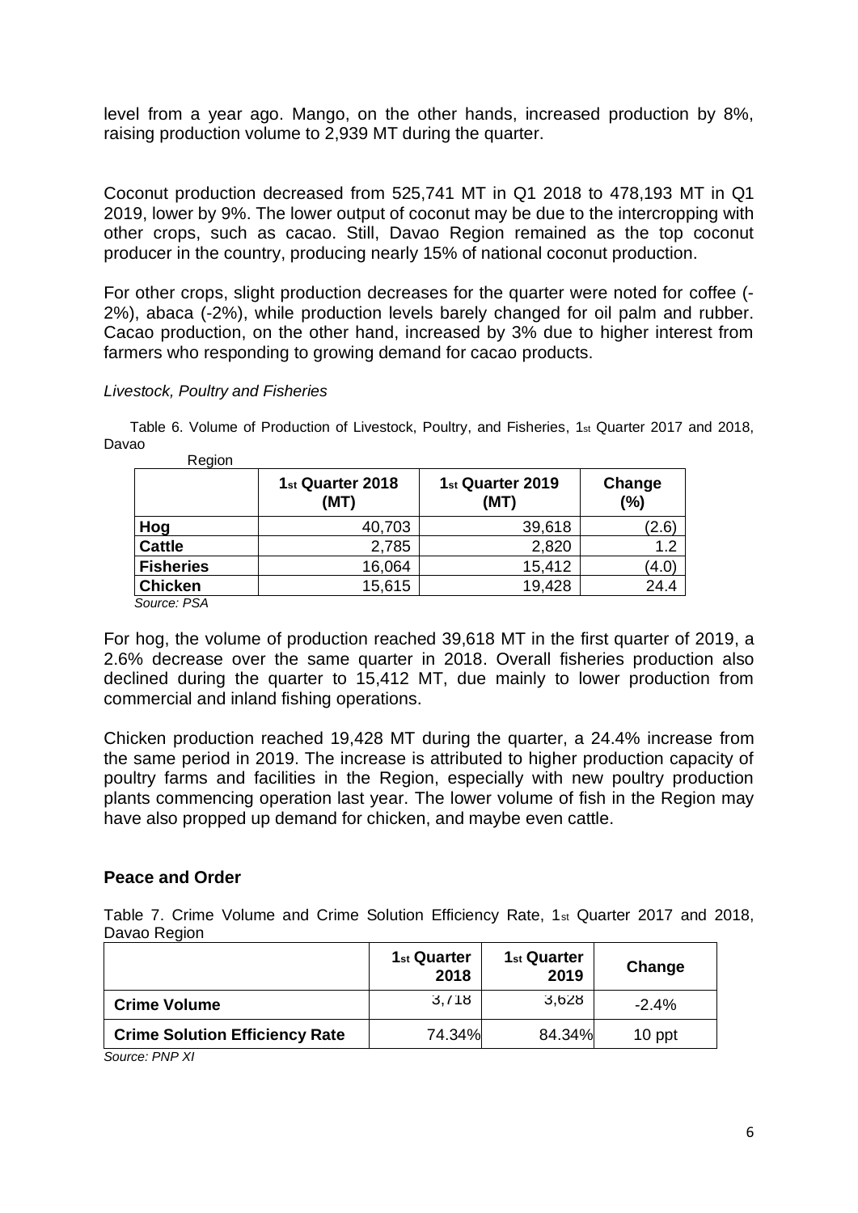level from a year ago. Mango, on the other hands, increased production by 8%, raising production volume to 2,939 MT during the quarter.

Coconut production decreased from 525,741 MT in Q1 2018 to 478,193 MT in Q1 2019, lower by 9%. The lower output of coconut may be due to the intercropping with other crops, such as cacao. Still, Davao Region remained as the top coconut producer in the country, producing nearly 15% of national coconut production.

For other crops, slight production decreases for the quarter were noted for coffee (-2%), abaca (-2%), while production levels barely changed for oil palm and rubber. Cacao production, on the other hand, increased by 3% due to higher interest from farmers who responding to growing demand for cacao products.

*Livestock, Poultry and Fisheries*

Table 6. Volume of Production of Livestock, Poultry, and Fisheries, 1st Quarter 2017 and 2018, Davao Region

| | 1st Quarter 2018 (MT) | 1st Quarter 2019 (MT) | Change (%) |
|---|---|---|---|
| **Hog** | 40,703 | 39,618 | (2.6) |
| **Cattle** | 2,785 | 2,820 | 1.2 |
| **Fisheries** | 16,064 | 15,412 | (4.0) |
| **Chicken** | 15,615 | 19,428 | 24.4 |

*Source: PSA*

For hog, the volume of production reached 39,618 MT in the first quarter of 2019, a 2.6% decrease over the same quarter in 2018. Overall fisheries production also declined during the quarter to 15,412 MT, due mainly to lower production from commercial and inland fishing operations.

Chicken production reached 19,428 MT during the quarter, a 24.4% increase from the same period in 2019. The increase is attributed to higher production capacity of poultry farms and facilities in the Region, especially with new poultry production plants commencing operation last year. The lower volume of fish in the Region may have also propped up demand for chicken, and maybe even cattle.

## Peace and Order

Table 7. Crime Volume and Crime Solution Efficiency Rate, 1st Quarter 2017 and 2018, Davao Region

| | 1st Quarter 2018 | 1st Quarter 2019 | Change |
|---|---|---|---|
| **Crime Volume** | 3,718 | 3,628 | -2.4% |
| **Crime Solution Efficiency Rate** | 74.34% | 84.34% | 10 ppt |

*Source: PNP XI*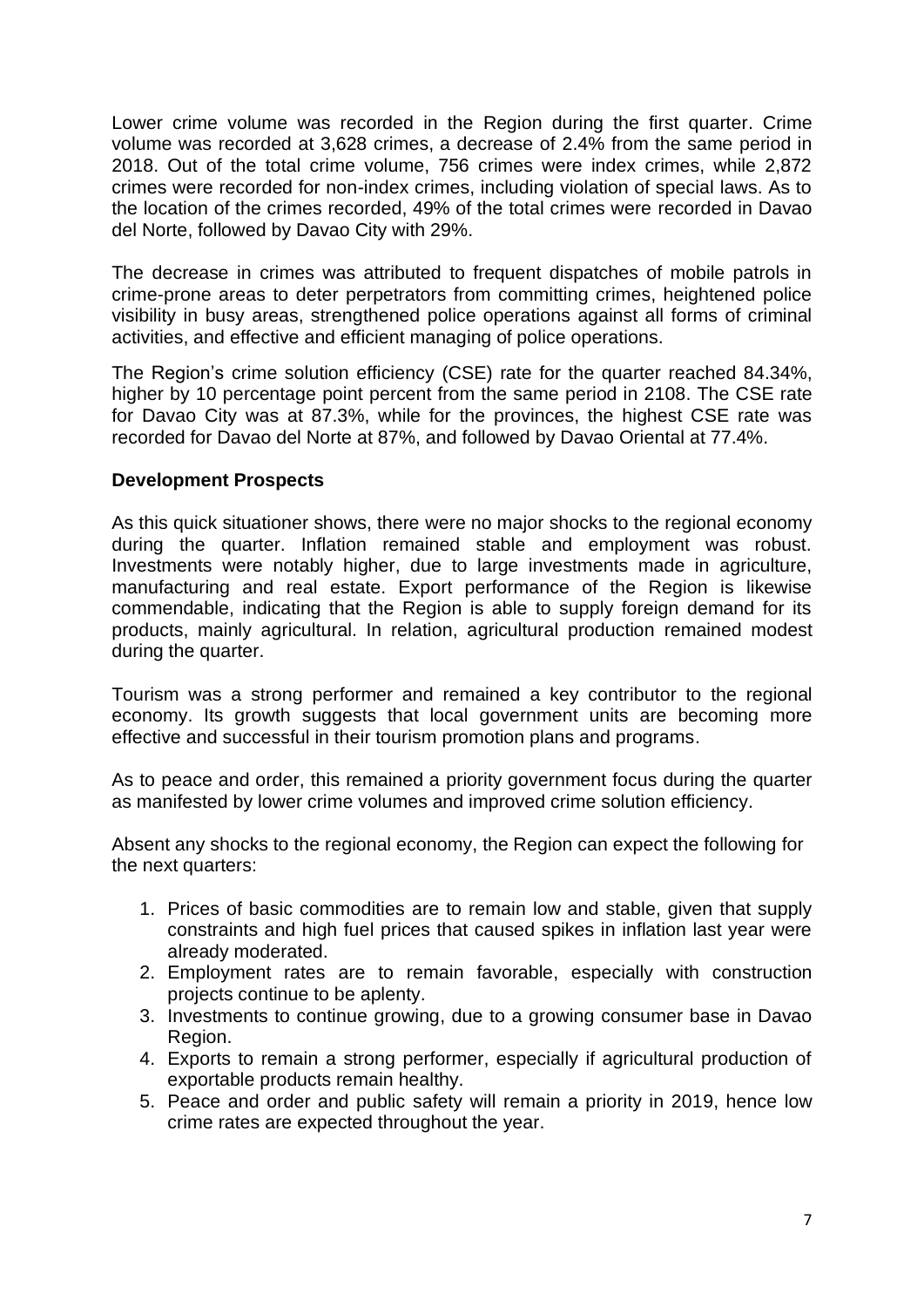Lower crime volume was recorded in the Region during the first quarter. Crime volume was recorded at 3,628 crimes, a decrease of 2.4% from the same period in 2018. Out of the total crime volume, 756 crimes were index crimes, while 2,872 crimes were recorded for non-index crimes, including violation of special laws. As to the location of the crimes recorded, 49% of the total crimes were recorded in Davao del Norte, followed by Davao City with 29%.

The decrease in crimes was attributed to frequent dispatches of mobile patrols in crime-prone areas to deter perpetrators from committing crimes, heightened police visibility in busy areas, strengthened police operations against all forms of criminal activities, and effective and efficient managing of police operations.

The Region's crime solution efficiency (CSE) rate for the quarter reached 84.34%, higher by 10 percentage point percent from the same period in 2108. The CSE rate for Davao City was at 87.3%, while for the provinces, the highest CSE rate was recorded for Davao del Norte at 87%, and followed by Davao Oriental at 77.4%.

**Development Prospects**

As this quick situationer shows, there were no major shocks to the regional economy during the quarter. Inflation remained stable and employment was robust. Investments were notably higher, due to large investments made in agriculture, manufacturing and real estate. Export performance of the Region is likewise commendable, indicating that the Region is able to supply foreign demand for its products, mainly agricultural. In relation, agricultural production remained modest during the quarter.

Tourism was a strong performer and remained a key contributor to the regional economy. Its growth suggests that local government units are becoming more effective and successful in their tourism promotion plans and programs.

As to peace and order, this remained a priority government focus during the quarter as manifested by lower crime volumes and improved crime solution efficiency.

Absent any shocks to the regional economy, the Region can expect the following for the next quarters:

1. Prices of basic commodities are to remain low and stable, given that supply constraints and high fuel prices that caused spikes in inflation last year were already moderated.
2. Employment rates are to remain favorable, especially with construction projects continue to be aplenty.
3. Investments to continue growing, due to a growing consumer base in Davao Region.
4. Exports to remain a strong performer, especially if agricultural production of exportable products remain healthy.
5. Peace and order and public safety will remain a priority in 2019, hence low crime rates are expected throughout the year.